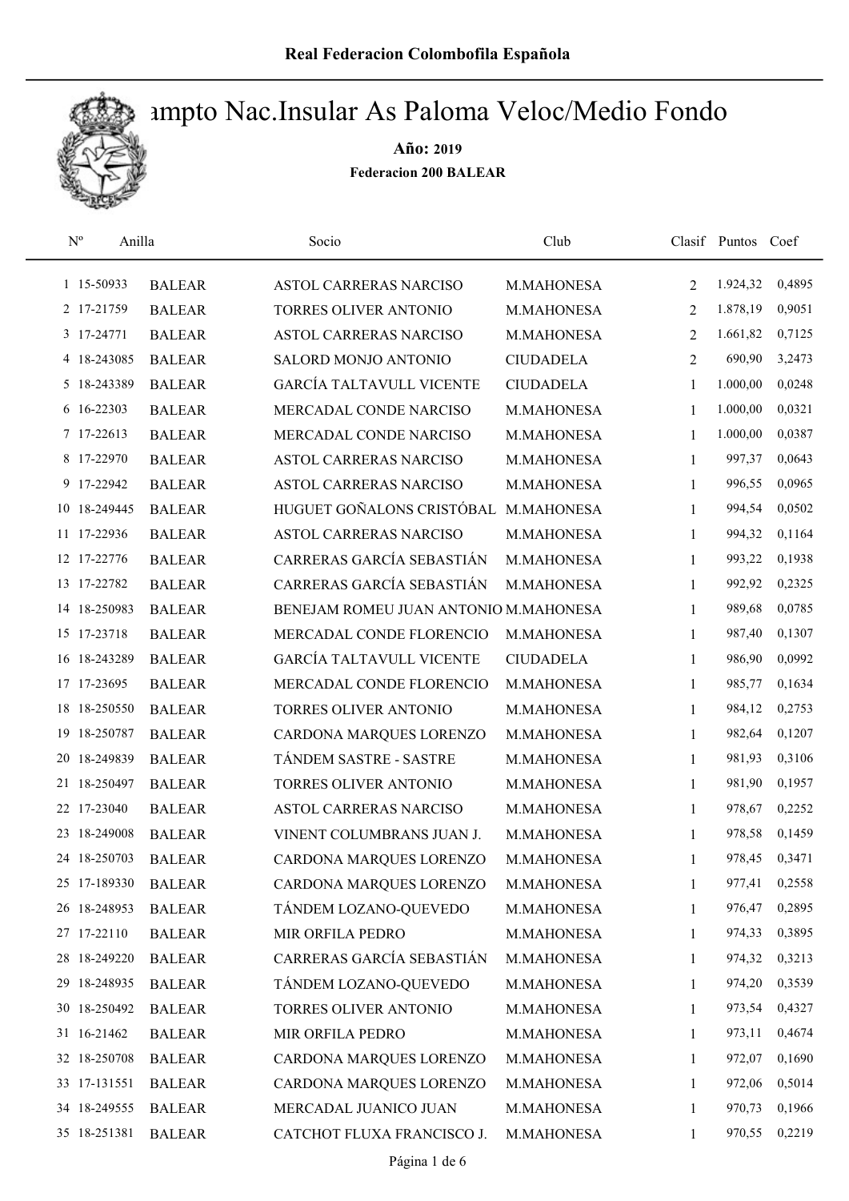**Real Federacion Colombofila Española**

# ampto Nac.Insular As Paloma Veloc/Medio Fondo

**Año: 2019**

**Federacion 200 BALEAR**

| Nº | Anilla | | Socio | Club | Clasif | Puntos | Coef |
|---|---|---|---|---|---|---|---|
| 1 | 15-50933 | BALEAR | ASTOL CARRERAS NARCISO | M.MAHONESA | 2 | 1.924,32 | 0,4895 |
| 2 | 17-21759 | BALEAR | TORRES OLIVER ANTONIO | M.MAHONESA | 2 | 1.878,19 | 0,9051 |
| 3 | 17-24771 | BALEAR | ASTOL CARRERAS NARCISO | M.MAHONESA | 2 | 1.661,82 | 0,7125 |
| 4 | 18-243085 | BALEAR | SALORD MONJO ANTONIO | CIUDADELA | 2 | 690,90 | 3,2473 |
| 5 | 18-243389 | BALEAR | GARCÍA TALTAVULL VICENTE | CIUDADELA | 1 | 1.000,00 | 0,0248 |
| 6 | 16-22303 | BALEAR | MERCADAL CONDE NARCISO | M.MAHONESA | 1 | 1.000,00 | 0,0321 |
| 7 | 17-22613 | BALEAR | MERCADAL CONDE NARCISO | M.MAHONESA | 1 | 1.000,00 | 0,0387 |
| 8 | 17-22970 | BALEAR | ASTOL CARRERAS NARCISO | M.MAHONESA | 1 | 997,37 | 0,0643 |
| 9 | 17-22942 | BALEAR | ASTOL CARRERAS NARCISO | M.MAHONESA | 1 | 996,55 | 0,0965 |
| 10 | 18-249445 | BALEAR | HUGUET GOÑALONS CRISTÓBAL | M.MAHONESA | 1 | 994,54 | 0,0502 |
| 11 | 17-22936 | BALEAR | ASTOL CARRERAS NARCISO | M.MAHONESA | 1 | 994,32 | 0,1164 |
| 12 | 17-22776 | BALEAR | CARRERAS GARCÍA SEBASTIÁN | M.MAHONESA | 1 | 993,22 | 0,1938 |
| 13 | 17-22782 | BALEAR | CARRERAS GARCÍA SEBASTIÁN | M.MAHONESA | 1 | 992,92 | 0,2325 |
| 14 | 18-250983 | BALEAR | BENEJAM ROMEU JUAN ANTONIO | M.MAHONESA | 1 | 989,68 | 0,0785 |
| 15 | 17-23718 | BALEAR | MERCADAL CONDE FLORENCIO | M.MAHONESA | 1 | 987,40 | 0,1307 |
| 16 | 18-243289 | BALEAR | GARCÍA TALTAVULL VICENTE | CIUDADELA | 1 | 986,90 | 0,0992 |
| 17 | 17-23695 | BALEAR | MERCADAL CONDE FLORENCIO | M.MAHONESA | 1 | 985,77 | 0,1634 |
| 18 | 18-250550 | BALEAR | TORRES OLIVER ANTONIO | M.MAHONESA | 1 | 984,12 | 0,2753 |
| 19 | 18-250787 | BALEAR | CARDONA MARQUES LORENZO | M.MAHONESA | 1 | 982,64 | 0,1207 |
| 20 | 18-249839 | BALEAR | TÁNDEM SASTRE - SASTRE | M.MAHONESA | 1 | 981,93 | 0,3106 |
| 21 | 18-250497 | BALEAR | TORRES OLIVER ANTONIO | M.MAHONESA | 1 | 981,90 | 0,1957 |
| 22 | 17-23040 | BALEAR | ASTOL CARRERAS NARCISO | M.MAHONESA | 1 | 978,67 | 0,2252 |
| 23 | 18-249008 | BALEAR | VINENT COLUMBRANS JUAN J. | M.MAHONESA | 1 | 978,58 | 0,1459 |
| 24 | 18-250703 | BALEAR | CARDONA MARQUES LORENZO | M.MAHONESA | 1 | 978,45 | 0,3471 |
| 25 | 17-189330 | BALEAR | CARDONA MARQUES LORENZO | M.MAHONESA | 1 | 977,41 | 0,2558 |
| 26 | 18-248953 | BALEAR | TÁNDEM LOZANO-QUEVEDO | M.MAHONESA | 1 | 976,47 | 0,2895 |
| 27 | 17-22110 | BALEAR | MIR ORFILA PEDRO | M.MAHONESA | 1 | 974,33 | 0,3895 |
| 28 | 18-249220 | BALEAR | CARRERAS GARCÍA SEBASTIÁN | M.MAHONESA | 1 | 974,32 | 0,3213 |
| 29 | 18-248935 | BALEAR | TÁNDEM LOZANO-QUEVEDO | M.MAHONESA | 1 | 974,20 | 0,3539 |
| 30 | 18-250492 | BALEAR | TORRES OLIVER ANTONIO | M.MAHONESA | 1 | 973,54 | 0,4327 |
| 31 | 16-21462 | BALEAR | MIR ORFILA PEDRO | M.MAHONESA | 1 | 973,11 | 0,4674 |
| 32 | 18-250708 | BALEAR | CARDONA MARQUES LORENZO | M.MAHONESA | 1 | 972,07 | 0,1690 |
| 33 | 17-131551 | BALEAR | CARDONA MARQUES LORENZO | M.MAHONESA | 1 | 972,06 | 0,5014 |
| 34 | 18-249555 | BALEAR | MERCADAL JUANICO JUAN | M.MAHONESA | 1 | 970,73 | 0,1966 |
| 35 | 18-251381 | BALEAR | CATCHOT FLUXA FRANCISCO J. | M.MAHONESA | 1 | 970,55 | 0,2219 |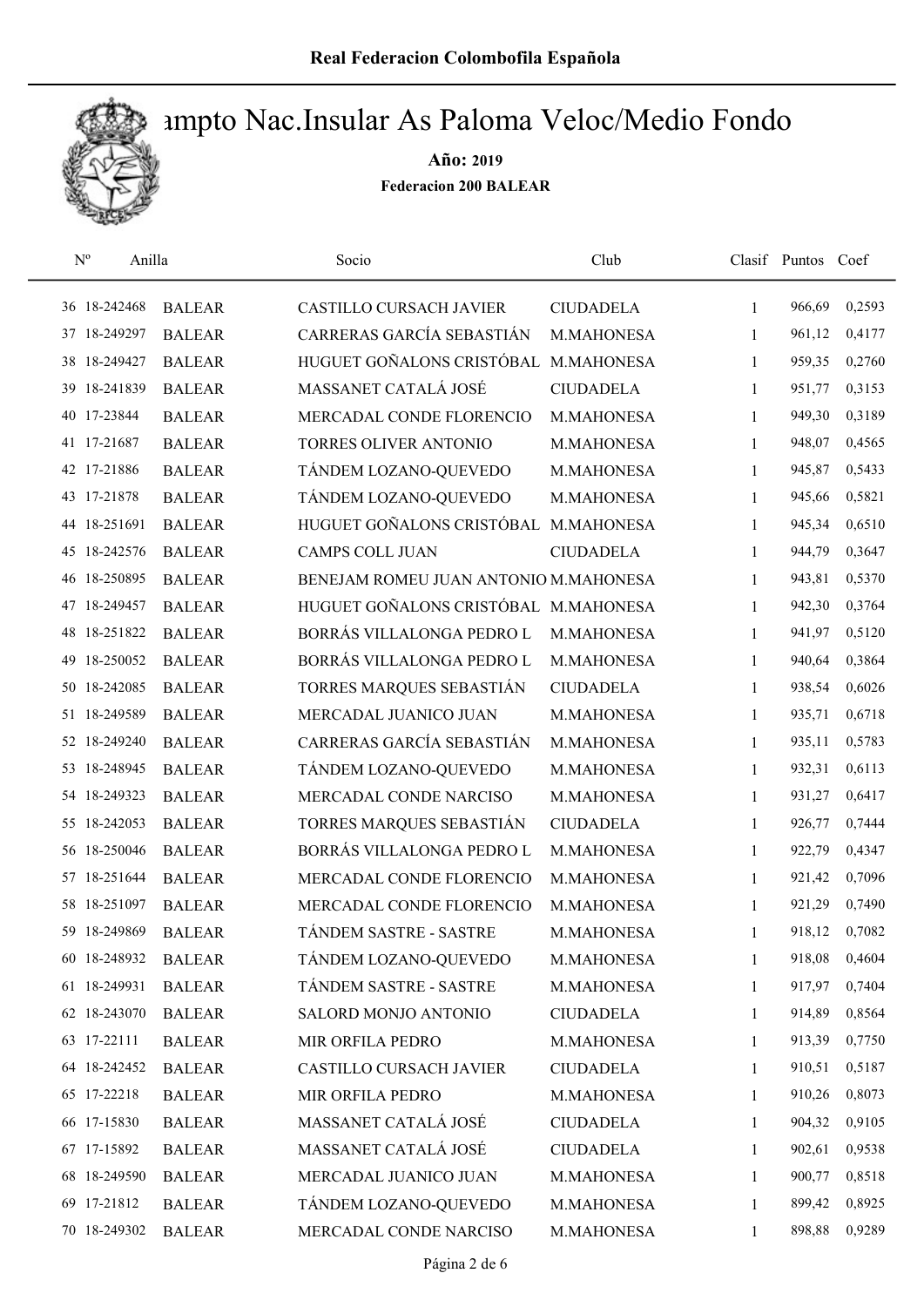# Campto Nac.Insular As Paloma Veloc/Medio Fondo

**Año: 2019**

**Federacion 200 BALEAR**

| Nº | Anilla | | Socio | Club | Clasif | Puntos | Coef |
|---|---|---|---|---|---|---|---|
| 36 | 18-242468 | BALEAR | CASTILLO CURSACH JAVIER | CIUDADELA | 1 | 966,69 | 0,2593 |
| 37 | 18-249297 | BALEAR | CARRERAS GARCÍA SEBASTIÁN | M.MAHONESA | 1 | 961,12 | 0,4177 |
| 38 | 18-249427 | BALEAR | HUGUET GOÑALONS CRISTÓBAL | M.MAHONESA | 1 | 959,35 | 0,2760 |
| 39 | 18-241839 | BALEAR | MASSANET CATALÁ JOSÉ | CIUDADELA | 1 | 951,77 | 0,3153 |
| 40 | 17-23844 | BALEAR | MERCADAL CONDE FLORENCIO | M.MAHONESA | 1 | 949,30 | 0,3189 |
| 41 | 17-21687 | BALEAR | TORRES OLIVER ANTONIO | M.MAHONESA | 1 | 948,07 | 0,4565 |
| 42 | 17-21886 | BALEAR | TÁNDEM LOZANO-QUEVEDO | M.MAHONESA | 1 | 945,87 | 0,5433 |
| 43 | 17-21878 | BALEAR | TÁNDEM LOZANO-QUEVEDO | M.MAHONESA | 1 | 945,66 | 0,5821 |
| 44 | 18-251691 | BALEAR | HUGUET GOÑALONS CRISTÓBAL | M.MAHONESA | 1 | 945,34 | 0,6510 |
| 45 | 18-242576 | BALEAR | CAMPS COLL JUAN | CIUDADELA | 1 | 944,79 | 0,3647 |
| 46 | 18-250895 | BALEAR | BENEJAM ROMEU JUAN ANTONIO | M.MAHONESA | 1 | 943,81 | 0,5370 |
| 47 | 18-249457 | BALEAR | HUGUET GOÑALONS CRISTÓBAL | M.MAHONESA | 1 | 942,30 | 0,3764 |
| 48 | 18-251822 | BALEAR | BORRÁS VILLALONGA PEDRO L | M.MAHONESA | 1 | 941,97 | 0,5120 |
| 49 | 18-250052 | BALEAR | BORRÁS VILLALONGA PEDRO L | M.MAHONESA | 1 | 940,64 | 0,3864 |
| 50 | 18-242085 | BALEAR | TORRES MARQUES SEBASTIÁN | CIUDADELA | 1 | 938,54 | 0,6026 |
| 51 | 18-249589 | BALEAR | MERCADAL JUANICO JUAN | M.MAHONESA | 1 | 935,71 | 0,6718 |
| 52 | 18-249240 | BALEAR | CARRERAS GARCÍA SEBASTIÁN | M.MAHONESA | 1 | 935,11 | 0,5783 |
| 53 | 18-248945 | BALEAR | TÁNDEM LOZANO-QUEVEDO | M.MAHONESA | 1 | 932,31 | 0,6113 |
| 54 | 18-249323 | BALEAR | MERCADAL CONDE NARCISO | M.MAHONESA | 1 | 931,27 | 0,6417 |
| 55 | 18-242053 | BALEAR | TORRES MARQUES SEBASTIÁN | CIUDADELA | 1 | 926,77 | 0,7444 |
| 56 | 18-250046 | BALEAR | BORRÁS VILLALONGA PEDRO L | M.MAHONESA | 1 | 922,79 | 0,4347 |
| 57 | 18-251644 | BALEAR | MERCADAL CONDE FLORENCIO | M.MAHONESA | 1 | 921,42 | 0,7096 |
| 58 | 18-251097 | BALEAR | MERCADAL CONDE FLORENCIO | M.MAHONESA | 1 | 921,29 | 0,7490 |
| 59 | 18-249869 | BALEAR | TÁNDEM SASTRE - SASTRE | M.MAHONESA | 1 | 918,12 | 0,7082 |
| 60 | 18-248932 | BALEAR | TÁNDEM LOZANO-QUEVEDO | M.MAHONESA | 1 | 918,08 | 0,4604 |
| 61 | 18-249931 | BALEAR | TÁNDEM SASTRE - SASTRE | M.MAHONESA | 1 | 917,97 | 0,7404 |
| 62 | 18-243070 | BALEAR | SALORD MONJO ANTONIO | CIUDADELA | 1 | 914,89 | 0,8564 |
| 63 | 17-22111 | BALEAR | MIR ORFILA PEDRO | M.MAHONESA | 1 | 913,39 | 0,7750 |
| 64 | 18-242452 | BALEAR | CASTILLO CURSACH JAVIER | CIUDADELA | 1 | 910,51 | 0,5187 |
| 65 | 17-22218 | BALEAR | MIR ORFILA PEDRO | M.MAHONESA | 1 | 910,26 | 0,8073 |
| 66 | 17-15830 | BALEAR | MASSANET CATALÁ JOSÉ | CIUDADELA | 1 | 904,32 | 0,9105 |
| 67 | 17-15892 | BALEAR | MASSANET CATALÁ JOSÉ | CIUDADELA | 1 | 902,61 | 0,9538 |
| 68 | 18-249590 | BALEAR | MERCADAL JUANICO JUAN | M.MAHONESA | 1 | 900,77 | 0,8518 |
| 69 | 17-21812 | BALEAR | TÁNDEM LOZANO-QUEVEDO | M.MAHONESA | 1 | 899,42 | 0,8925 |
| 70 | 18-249302 | BALEAR | MERCADAL CONDE NARCISO | M.MAHONESA | 1 | 898,88 | 0,9289 |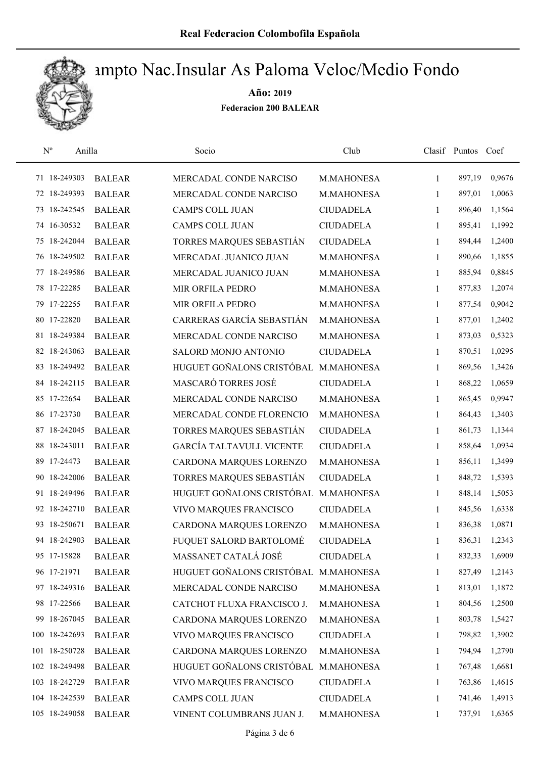# Campto Nac.Insular As Paloma Veloc/Medio Fondo

**Año: 2019**

**Federacion 200 BALEAR**

| Nº | Anilla | | Socio | Club | Clasif | Puntos | Coef |
|---|---|---|---|---|---|---|---|
| 71 | 18-249303 | BALEAR | MERCADAL CONDE NARCISO | M.MAHONESA | 1 | 897,19 | 0,9676 |
| 72 | 18-249393 | BALEAR | MERCADAL CONDE NARCISO | M.MAHONESA | 1 | 897,01 | 1,0063 |
| 73 | 18-242545 | BALEAR | CAMPS COLL JUAN | CIUDADELA | 1 | 896,40 | 1,1564 |
| 74 | 16-30532 | BALEAR | CAMPS COLL JUAN | CIUDADELA | 1 | 895,41 | 1,1992 |
| 75 | 18-242044 | BALEAR | TORRES MARQUES SEBASTIÁN | CIUDADELA | 1 | 894,44 | 1,2400 |
| 76 | 18-249502 | BALEAR | MERCADAL JUANICO JUAN | M.MAHONESA | 1 | 890,66 | 1,1855 |
| 77 | 18-249586 | BALEAR | MERCADAL JUANICO JUAN | M.MAHONESA | 1 | 885,94 | 0,8845 |
| 78 | 17-22285 | BALEAR | MIR ORFILA PEDRO | M.MAHONESA | 1 | 877,83 | 1,2074 |
| 79 | 17-22255 | BALEAR | MIR ORFILA PEDRO | M.MAHONESA | 1 | 877,54 | 0,9042 |
| 80 | 17-22820 | BALEAR | CARRERAS GARCÍA SEBASTIÁN | M.MAHONESA | 1 | 877,01 | 1,2402 |
| 81 | 18-249384 | BALEAR | MERCADAL CONDE NARCISO | M.MAHONESA | 1 | 873,03 | 0,5323 |
| 82 | 18-243063 | BALEAR | SALORD MONJO ANTONIO | CIUDADELA | 1 | 870,51 | 1,0295 |
| 83 | 18-249492 | BALEAR | HUGUET GOÑALONS CRISTÓBAL | M.MAHONESA | 1 | 869,56 | 1,3426 |
| 84 | 18-242115 | BALEAR | MASCARÓ TORRES JOSÉ | CIUDADELA | 1 | 868,22 | 1,0659 |
| 85 | 17-22654 | BALEAR | MERCADAL CONDE NARCISO | M.MAHONESA | 1 | 865,45 | 0,9947 |
| 86 | 17-23730 | BALEAR | MERCADAL CONDE FLORENCIO | M.MAHONESA | 1 | 864,43 | 1,3403 |
| 87 | 18-242045 | BALEAR | TORRES MARQUES SEBASTIÁN | CIUDADELA | 1 | 861,73 | 1,1344 |
| 88 | 18-243011 | BALEAR | GARCÍA TALTAVULL VICENTE | CIUDADELA | 1 | 858,64 | 1,0934 |
| 89 | 17-24473 | BALEAR | CARDONA MARQUES LORENZO | M.MAHONESA | 1 | 856,11 | 1,3499 |
| 90 | 18-242006 | BALEAR | TORRES MARQUES SEBASTIÁN | CIUDADELA | 1 | 848,72 | 1,5393 |
| 91 | 18-249496 | BALEAR | HUGUET GOÑALONS CRISTÓBAL | M.MAHONESA | 1 | 848,14 | 1,5053 |
| 92 | 18-242710 | BALEAR | VIVO MARQUES FRANCISCO | CIUDADELA | 1 | 845,56 | 1,6338 |
| 93 | 18-250671 | BALEAR | CARDONA MARQUES LORENZO | M.MAHONESA | 1 | 836,38 | 1,0871 |
| 94 | 18-242903 | BALEAR | FUQUET SALORD BARTOLOMÉ | CIUDADELA | 1 | 836,31 | 1,2343 |
| 95 | 17-15828 | BALEAR | MASSANET CATALÁ JOSÉ | CIUDADELA | 1 | 832,33 | 1,6909 |
| 96 | 17-21971 | BALEAR | HUGUET GOÑALONS CRISTÓBAL | M.MAHONESA | 1 | 827,49 | 1,2143 |
| 97 | 18-249316 | BALEAR | MERCADAL CONDE NARCISO | M.MAHONESA | 1 | 813,01 | 1,1872 |
| 98 | 17-22566 | BALEAR | CATCHOT FLUXA FRANCISCO J. | M.MAHONESA | 1 | 804,56 | 1,2500 |
| 99 | 18-267045 | BALEAR | CARDONA MARQUES LORENZO | M.MAHONESA | 1 | 803,78 | 1,5427 |
| 100 | 18-242693 | BALEAR | VIVO MARQUES FRANCISCO | CIUDADELA | 1 | 798,82 | 1,3902 |
| 101 | 18-250728 | BALEAR | CARDONA MARQUES LORENZO | M.MAHONESA | 1 | 794,94 | 1,2790 |
| 102 | 18-249498 | BALEAR | HUGUET GOÑALONS CRISTÓBAL | M.MAHONESA | 1 | 767,48 | 1,6681 |
| 103 | 18-242729 | BALEAR | VIVO MARQUES FRANCISCO | CIUDADELA | 1 | 763,86 | 1,4615 |
| 104 | 18-242539 | BALEAR | CAMPS COLL JUAN | CIUDADELA | 1 | 741,46 | 1,4913 |
| 105 | 18-249058 | BALEAR | VINENT COLUMBRANS JUAN J. | M.MAHONESA | 1 | 737,91 | 1,6365 |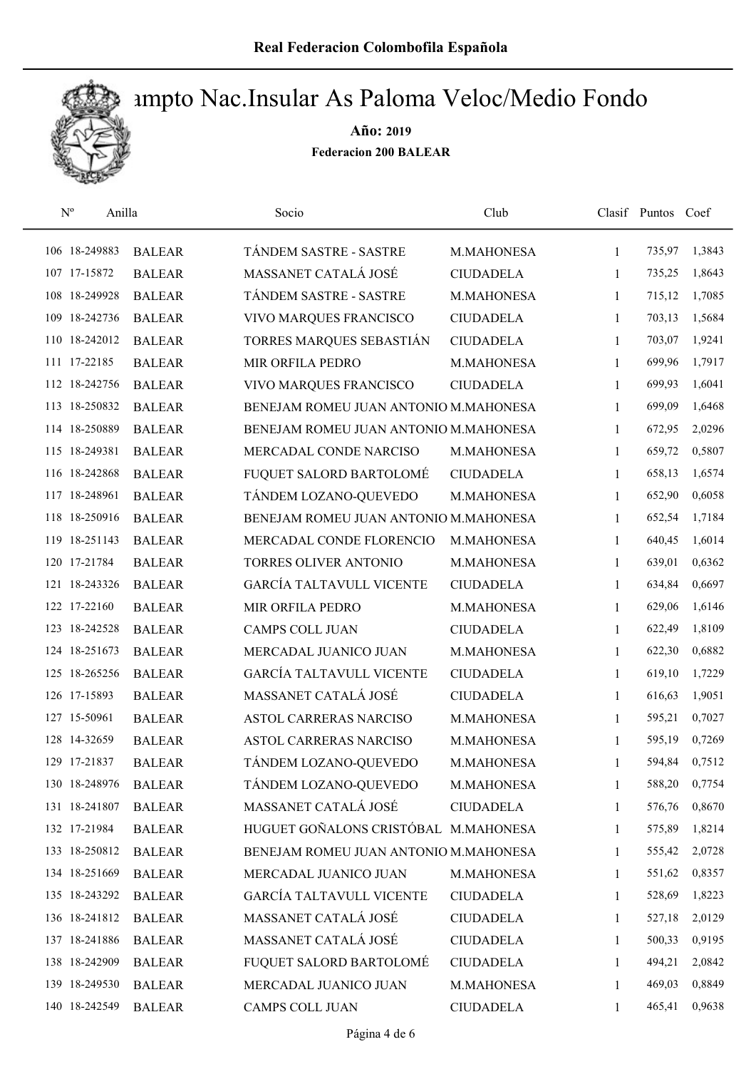# Real Federacion Colombofila Española

## Campto Nac.Insular As Paloma Veloc/Medio Fondo

**Año: 2019**

**Federacion 200 BALEAR**

| Nº | Anilla | | Socio | Club | Clasif | Puntos | Coef |
|---|---|---|---|---|---|---|---|
| 106 | 18-249883 | BALEAR | TÁNDEM SASTRE - SASTRE | M.MAHONESA | 1 | 735,97 | 1,3843 |
| 107 | 17-15872 | BALEAR | MASSANET CATALÁ JOSÉ | CIUDADELA | 1 | 735,25 | 1,8643 |
| 108 | 18-249928 | BALEAR | TÁNDEM SASTRE - SASTRE | M.MAHONESA | 1 | 715,12 | 1,7085 |
| 109 | 18-242736 | BALEAR | VIVO MARQUES FRANCISCO | CIUDADELA | 1 | 703,13 | 1,5684 |
| 110 | 18-242012 | BALEAR | TORRES MARQUES SEBASTIÁN | CIUDADELA | 1 | 703,07 | 1,9241 |
| 111 | 17-22185 | BALEAR | MIR ORFILA PEDRO | M.MAHONESA | 1 | 699,96 | 1,7917 |
| 112 | 18-242756 | BALEAR | VIVO MARQUES FRANCISCO | CIUDADELA | 1 | 699,93 | 1,6041 |
| 113 | 18-250832 | BALEAR | BENEJAM ROMEU JUAN ANTONIO | M.MAHONESA | 1 | 699,09 | 1,6468 |
| 114 | 18-250889 | BALEAR | BENEJAM ROMEU JUAN ANTONIO | M.MAHONESA | 1 | 672,95 | 2,0296 |
| 115 | 18-249381 | BALEAR | MERCADAL CONDE NARCISO | M.MAHONESA | 1 | 659,72 | 0,5807 |
| 116 | 18-242868 | BALEAR | FUQUET SALORD BARTOLOMÉ | CIUDADELA | 1 | 658,13 | 1,6574 |
| 117 | 18-248961 | BALEAR | TÁNDEM LOZANO-QUEVEDO | M.MAHONESA | 1 | 652,90 | 0,6058 |
| 118 | 18-250916 | BALEAR | BENEJAM ROMEU JUAN ANTONIO | M.MAHONESA | 1 | 652,54 | 1,7184 |
| 119 | 18-251143 | BALEAR | MERCADAL CONDE FLORENCIO | M.MAHONESA | 1 | 640,45 | 1,6014 |
| 120 | 17-21784 | BALEAR | TORRES OLIVER ANTONIO | M.MAHONESA | 1 | 639,01 | 0,6362 |
| 121 | 18-243326 | BALEAR | GARCÍA TALTAVULL VICENTE | CIUDADELA | 1 | 634,84 | 0,6697 |
| 122 | 17-22160 | BALEAR | MIR ORFILA PEDRO | M.MAHONESA | 1 | 629,06 | 1,6146 |
| 123 | 18-242528 | BALEAR | CAMPS COLL JUAN | CIUDADELA | 1 | 622,49 | 1,8109 |
| 124 | 18-251673 | BALEAR | MERCADAL JUANICO JUAN | M.MAHONESA | 1 | 622,30 | 0,6882 |
| 125 | 18-265256 | BALEAR | GARCÍA TALTAVULL VICENTE | CIUDADELA | 1 | 619,10 | 1,7229 |
| 126 | 17-15893 | BALEAR | MASSANET CATALÁ JOSÉ | CIUDADELA | 1 | 616,63 | 1,9051 |
| 127 | 15-50961 | BALEAR | ASTOL CARRERAS NARCISO | M.MAHONESA | 1 | 595,21 | 0,7027 |
| 128 | 14-32659 | BALEAR | ASTOL CARRERAS NARCISO | M.MAHONESA | 1 | 595,19 | 0,7269 |
| 129 | 17-21837 | BALEAR | TÁNDEM LOZANO-QUEVEDO | M.MAHONESA | 1 | 594,84 | 0,7512 |
| 130 | 18-248976 | BALEAR | TÁNDEM LOZANO-QUEVEDO | M.MAHONESA | 1 | 588,20 | 0,7754 |
| 131 | 18-241807 | BALEAR | MASSANET CATALÁ JOSÉ | CIUDADELA | 1 | 576,76 | 0,8670 |
| 132 | 17-21984 | BALEAR | HUGUET GOÑALONS CRISTÓBAL | M.MAHONESA | 1 | 575,89 | 1,8214 |
| 133 | 18-250812 | BALEAR | BENEJAM ROMEU JUAN ANTONIO | M.MAHONESA | 1 | 555,42 | 2,0728 |
| 134 | 18-251669 | BALEAR | MERCADAL JUANICO JUAN | M.MAHONESA | 1 | 551,62 | 0,8357 |
| 135 | 18-243292 | BALEAR | GARCÍA TALTAVULL VICENTE | CIUDADELA | 1 | 528,69 | 1,8223 |
| 136 | 18-241812 | BALEAR | MASSANET CATALÁ JOSÉ | CIUDADELA | 1 | 527,18 | 2,0129 |
| 137 | 18-241886 | BALEAR | MASSANET CATALÁ JOSÉ | CIUDADELA | 1 | 500,33 | 0,9195 |
| 138 | 18-242909 | BALEAR | FUQUET SALORD BARTOLOMÉ | CIUDADELA | 1 | 494,21 | 2,0842 |
| 139 | 18-249530 | BALEAR | MERCADAL JUANICO JUAN | M.MAHONESA | 1 | 469,03 | 0,8849 |
| 140 | 18-242549 | BALEAR | CAMPS COLL JUAN | CIUDADELA | 1 | 465,41 | 0,9638 |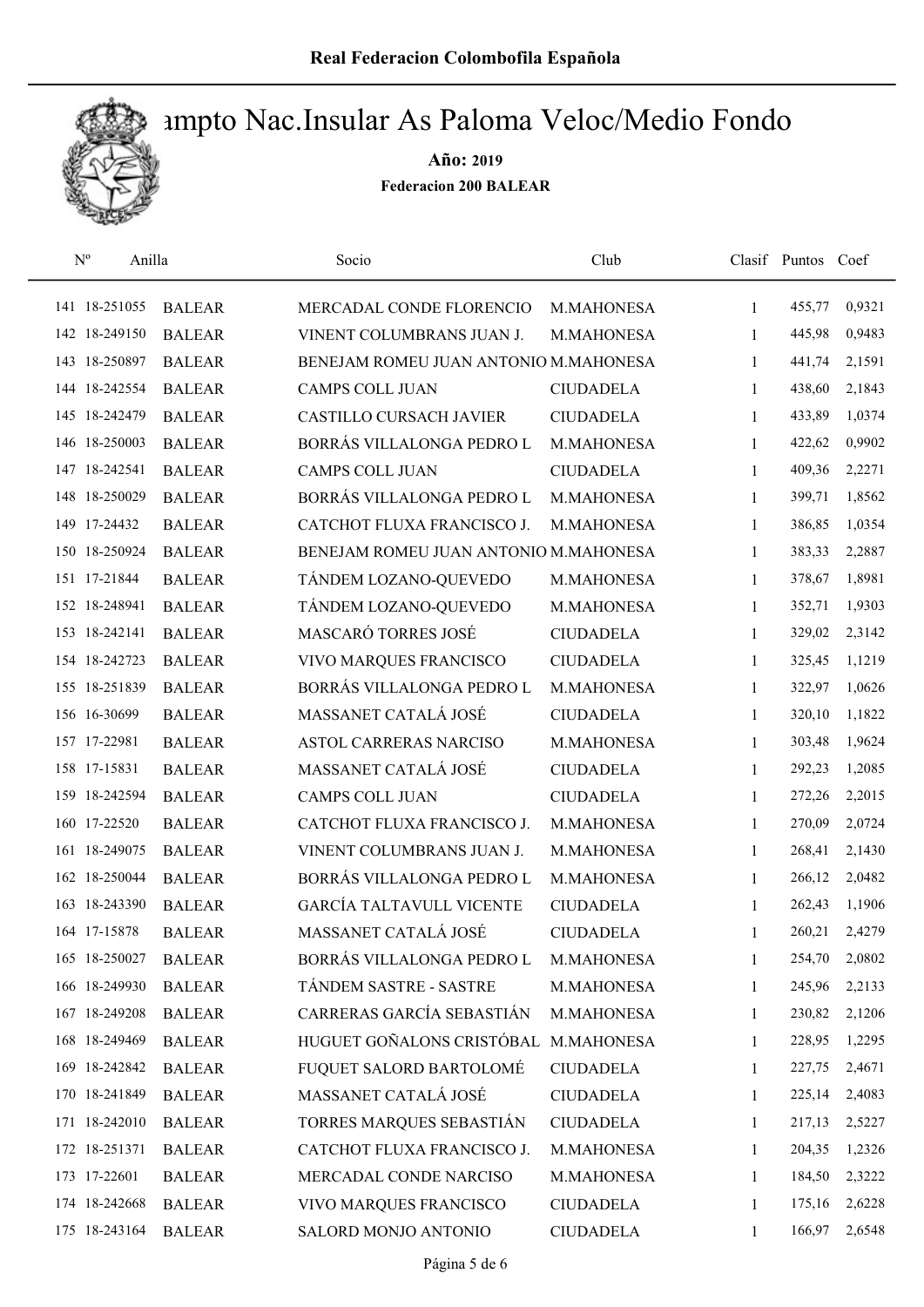**Real Federacion Colombofila Española**

# Campto Nac.Insular As Paloma Veloc/Medio Fondo

**Año: 2019**

**Federacion 200 BALEAR**

| Nº | Anilla | | Socio | Club | Clasif | Puntos | Coef |
|---|---|---|---|---|---|---|---|
| 141 | 18-251055 | BALEAR | MERCADAL CONDE FLORENCIO | M.MAHONESA | 1 | 455,77 | 0,9321 |
| 142 | 18-249150 | BALEAR | VINENT COLUMBRANS JUAN J. | M.MAHONESA | 1 | 445,98 | 0,9483 |
| 143 | 18-250897 | BALEAR | BENEJAM ROMEU JUAN ANTONIO | M.MAHONESA | 1 | 441,74 | 2,1591 |
| 144 | 18-242554 | BALEAR | CAMPS COLL JUAN | CIUDADELA | 1 | 438,60 | 2,1843 |
| 145 | 18-242479 | BALEAR | CASTILLO CURSACH JAVIER | CIUDADELA | 1 | 433,89 | 1,0374 |
| 146 | 18-250003 | BALEAR | BORRÁS VILLALONGA PEDRO L | M.MAHONESA | 1 | 422,62 | 0,9902 |
| 147 | 18-242541 | BALEAR | CAMPS COLL JUAN | CIUDADELA | 1 | 409,36 | 2,2271 |
| 148 | 18-250029 | BALEAR | BORRÁS VILLALONGA PEDRO L | M.MAHONESA | 1 | 399,71 | 1,8562 |
| 149 | 17-24432 | BALEAR | CATCHOT FLUXA FRANCISCO J. | M.MAHONESA | 1 | 386,85 | 1,0354 |
| 150 | 18-250924 | BALEAR | BENEJAM ROMEU JUAN ANTONIO | M.MAHONESA | 1 | 383,33 | 2,2887 |
| 151 | 17-21844 | BALEAR | TÁNDEM LOZANO-QUEVEDO | M.MAHONESA | 1 | 378,67 | 1,8981 |
| 152 | 18-248941 | BALEAR | TÁNDEM LOZANO-QUEVEDO | M.MAHONESA | 1 | 352,71 | 1,9303 |
| 153 | 18-242141 | BALEAR | MASCARÓ TORRES JOSÉ | CIUDADELA | 1 | 329,02 | 2,3142 |
| 154 | 18-242723 | BALEAR | VIVO MARQUES FRANCISCO | CIUDADELA | 1 | 325,45 | 1,1219 |
| 155 | 18-251839 | BALEAR | BORRÁS VILLALONGA PEDRO L | M.MAHONESA | 1 | 322,97 | 1,0626 |
| 156 | 16-30699 | BALEAR | MASSANET CATALÁ JOSÉ | CIUDADELA | 1 | 320,10 | 1,1822 |
| 157 | 17-22981 | BALEAR | ASTOL CARRERAS NARCISO | M.MAHONESA | 1 | 303,48 | 1,9624 |
| 158 | 17-15831 | BALEAR | MASSANET CATALÁ JOSÉ | CIUDADELA | 1 | 292,23 | 1,2085 |
| 159 | 18-242594 | BALEAR | CAMPS COLL JUAN | CIUDADELA | 1 | 272,26 | 2,2015 |
| 160 | 17-22520 | BALEAR | CATCHOT FLUXA FRANCISCO J. | M.MAHONESA | 1 | 270,09 | 2,0724 |
| 161 | 18-249075 | BALEAR | VINENT COLUMBRANS JUAN J. | M.MAHONESA | 1 | 268,41 | 2,1430 |
| 162 | 18-250044 | BALEAR | BORRÁS VILLALONGA PEDRO L | M.MAHONESA | 1 | 266,12 | 2,0482 |
| 163 | 18-243390 | BALEAR | GARCÍA TALTAVULL VICENTE | CIUDADELA | 1 | 262,43 | 1,1906 |
| 164 | 17-15878 | BALEAR | MASSANET CATALÁ JOSÉ | CIUDADELA | 1 | 260,21 | 2,4279 |
| 165 | 18-250027 | BALEAR | BORRÁS VILLALONGA PEDRO L | M.MAHONESA | 1 | 254,70 | 2,0802 |
| 166 | 18-249930 | BALEAR | TÁNDEM SASTRE - SASTRE | M.MAHONESA | 1 | 245,96 | 2,2133 |
| 167 | 18-249208 | BALEAR | CARRERAS GARCÍA SEBASTIÁN | M.MAHONESA | 1 | 230,82 | 2,1206 |
| 168 | 18-249469 | BALEAR | HUGUET GOÑALONS CRISTÓBAL | M.MAHONESA | 1 | 228,95 | 1,2295 |
| 169 | 18-242842 | BALEAR | FUQUET SALORD BARTOLOMÉ | CIUDADELA | 1 | 227,75 | 2,4671 |
| 170 | 18-241849 | BALEAR | MASSANET CATALÁ JOSÉ | CIUDADELA | 1 | 225,14 | 2,4083 |
| 171 | 18-242010 | BALEAR | TORRES MARQUES SEBASTIÁN | CIUDADELA | 1 | 217,13 | 2,5227 |
| 172 | 18-251371 | BALEAR | CATCHOT FLUXA FRANCISCO J. | M.MAHONESA | 1 | 204,35 | 1,2326 |
| 173 | 17-22601 | BALEAR | MERCADAL CONDE NARCISO | M.MAHONESA | 1 | 184,50 | 2,3222 |
| 174 | 18-242668 | BALEAR | VIVO MARQUES FRANCISCO | CIUDADELA | 1 | 175,16 | 2,6228 |
| 175 | 18-243164 | BALEAR | SALORD MONJO ANTONIO | CIUDADELA | 1 | 166,97 | 2,6548 |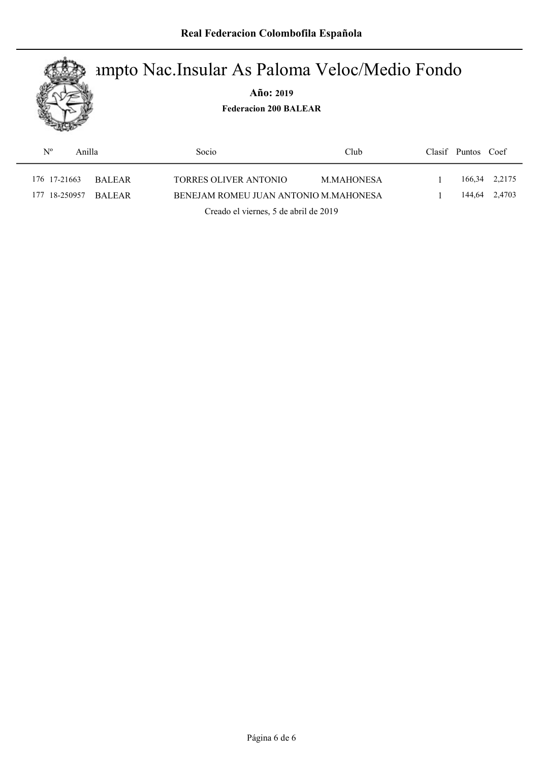**Real Federacion Colombofila Española**

# Campto Nac.Insular As Paloma Veloc/Medio Fondo

**Año: 2019**

**Federacion 200 BALEAR**

| Nº | Anilla | | Socio | Club | Clasif | Puntos | Coef |
|---|---|---|---|---|---|---|---|
| 176 | 17-21663 | BALEAR | TORRES OLIVER ANTONIO | M.MAHONESA | 1 | 166,34 | 2,2175 |
| 177 | 18-250957 | BALEAR | BENEJAM ROMEU JUAN ANTONIO | M.MAHONESA | 1 | 144,64 | 2,4703 |

Creado el viernes, 5 de abril de 2019